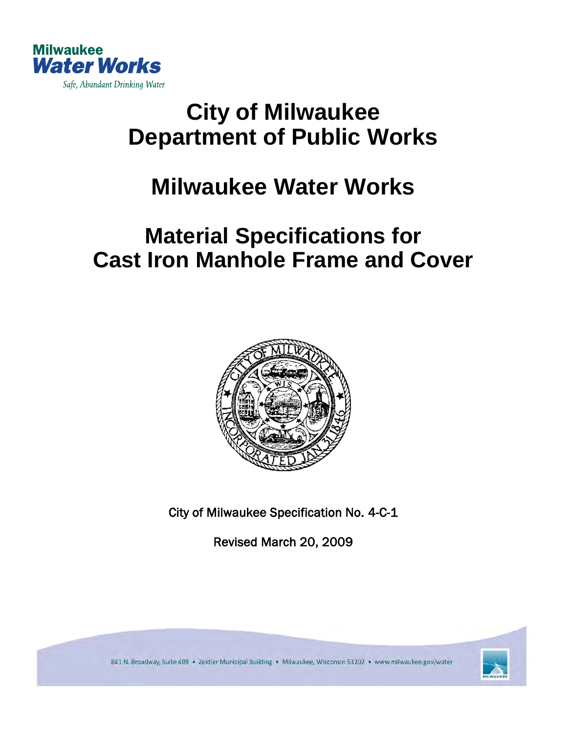Milwaukee
Water Works
*Safe, Abundant Drinking Water*

# City of Milwaukee
# Department of Public Works

# Milwaukee Water Works

# Material Specifications for Cast Iron Manhole Frame and Cover

City of Milwaukee Specification No. 4-C-1

Revised March 20, 2009

841 N. Broadway, Suite 409 • Zeidler Municipal Building • Milwaukee, Wisconsin 53202 • www.milwaukee.gov/water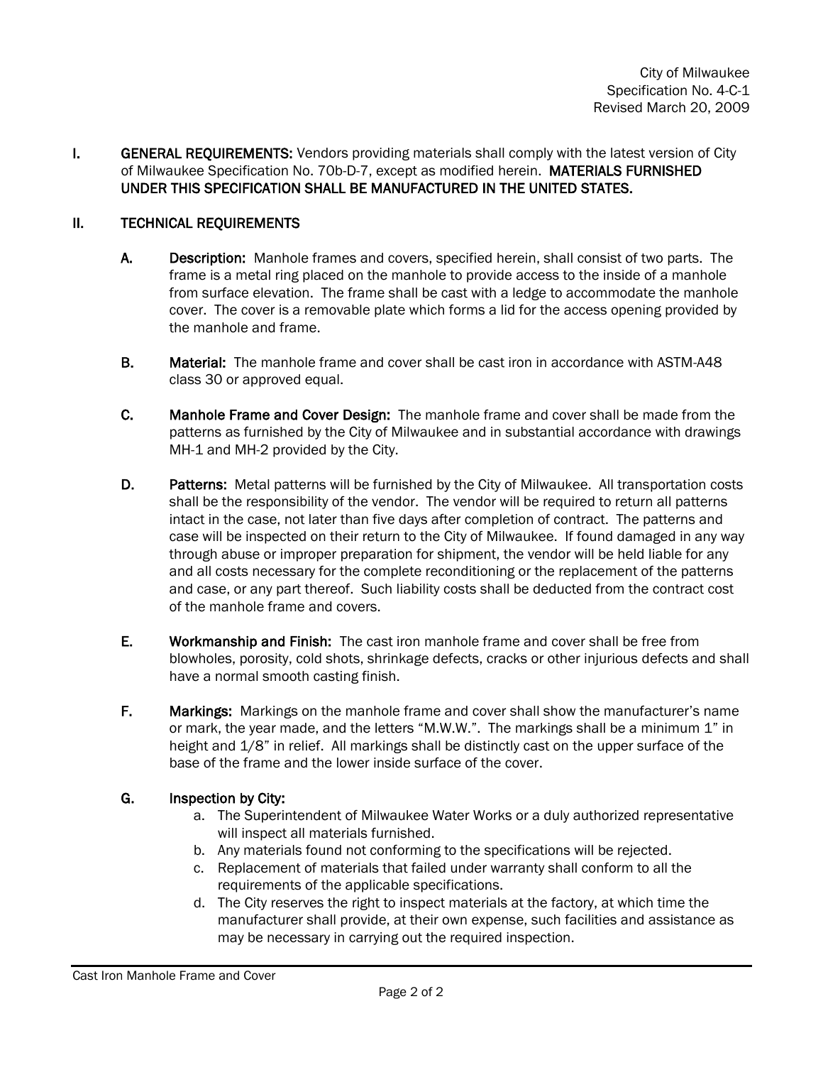City of Milwaukee
Specification No. 4-C-1
Revised March 20, 2009

## I. GENERAL REQUIREMENTS:

**GENERAL REQUIREMENTS:** Vendors providing materials shall comply with the latest version of City of Milwaukee Specification No. 70b-D-7, except as modified herein. **MATERIALS FURNISHED UNDER THIS SPECIFICATION SHALL BE MANUFACTURED IN THE UNITED STATES.**

## II. TECHNICAL REQUIREMENTS

**A. Description:** Manhole frames and covers, specified herein, shall consist of two parts. The frame is a metal ring placed on the manhole to provide access to the inside of a manhole from surface elevation. The frame shall be cast with a ledge to accommodate the manhole cover. The cover is a removable plate which forms a lid for the access opening provided by the manhole and frame.

**B. Material:** The manhole frame and cover shall be cast iron in accordance with ASTM-A48 class 30 or approved equal.

**C. Manhole Frame and Cover Design:** The manhole frame and cover shall be made from the patterns as furnished by the City of Milwaukee and in substantial accordance with drawings MH-1 and MH-2 provided by the City.

**D. Patterns:** Metal patterns will be furnished by the City of Milwaukee. All transportation costs shall be the responsibility of the vendor. The vendor will be required to return all patterns intact in the case, not later than five days after completion of contract. The patterns and case will be inspected on their return to the City of Milwaukee. If found damaged in any way through abuse or improper preparation for shipment, the vendor will be held liable for any and all costs necessary for the complete reconditioning or the replacement of the patterns and case, or any part thereof. Such liability costs shall be deducted from the contract cost of the manhole frame and covers.

**E. Workmanship and Finish:** The cast iron manhole frame and cover shall be free from blowholes, porosity, cold shots, shrinkage defects, cracks or other injurious defects and shall have a normal smooth casting finish.

**F. Markings:** Markings on the manhole frame and cover shall show the manufacturer's name or mark, the year made, and the letters "M.W.W.". The markings shall be a minimum 1" in height and 1/8" in relief. All markings shall be distinctly cast on the upper surface of the base of the frame and the lower inside surface of the cover.

**G. Inspection by City:**

a. The Superintendent of Milwaukee Water Works or a duly authorized representative will inspect all materials furnished.
b. Any materials found not conforming to the specifications will be rejected.
c. Replacement of materials that failed under warranty shall conform to all the requirements of the applicable specifications.
d. The City reserves the right to inspect materials at the factory, at which time the manufacturer shall provide, at their own expense, such facilities and assistance as may be necessary in carrying out the required inspection.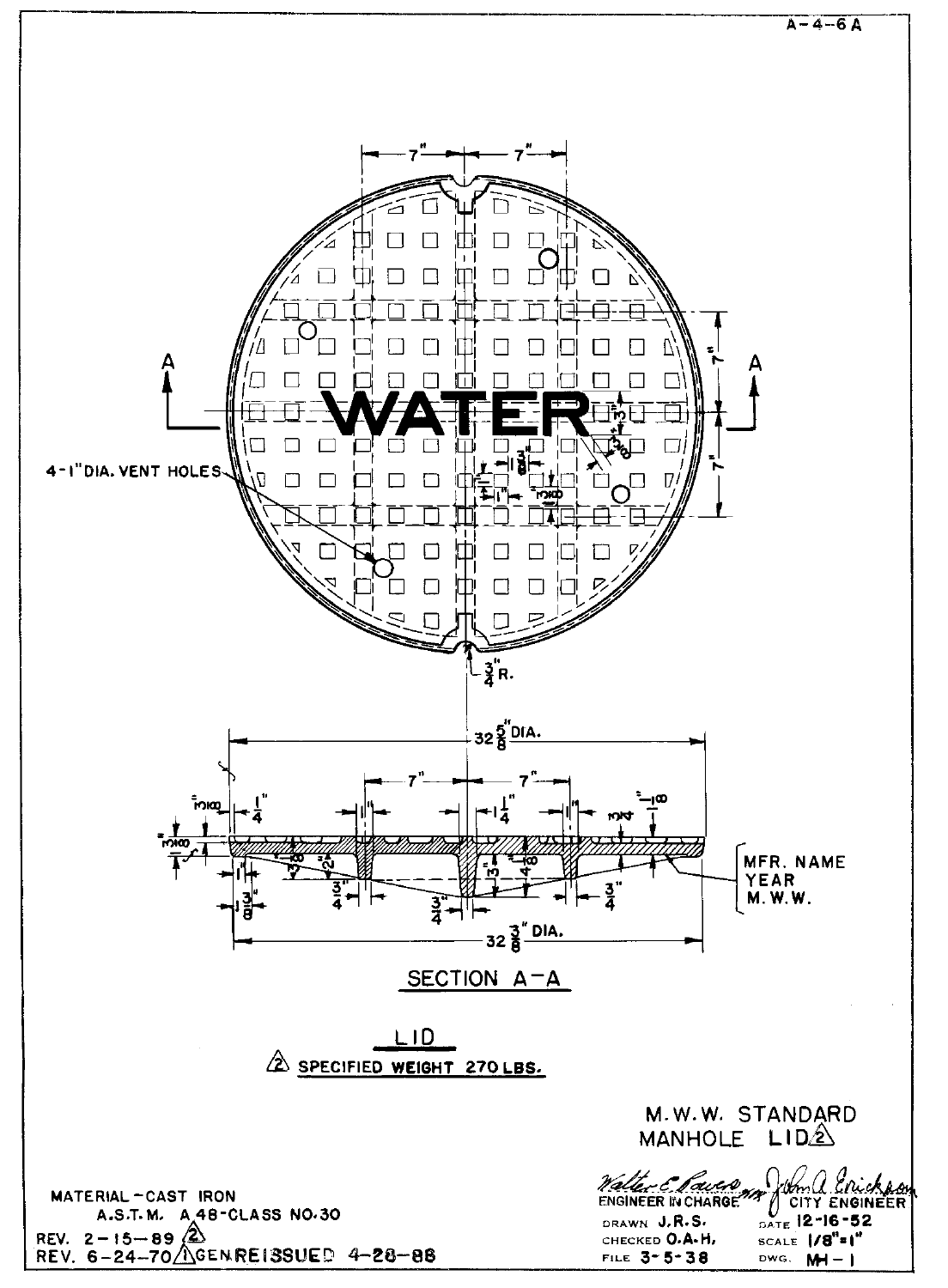A-4-6A

WATER

4-1" DIA. VENT HOLES

$\frac{3}{4}$" R.

$32\frac{5}{8}$" DIA.

$32\frac{3}{8}$" DIA.

MFR. NAME
YEAR
M. W. W.

SECTION A-A

LID

(2) SPECIFIED WEIGHT 270 LBS.

M.W.W. STANDARD
MANHOLE LID (2)

MATERIAL - CAST IRON
A.S.T.M. A 48-CLASS NO. 30

REV. 2-15-89 (2)
REV. 6-24-70 (1) GEN. REISSUED 4-28-88

ENGINEER IN CHARGE
CITY ENGINEER

DRAWN J.R.S.
CHECKED O.A.H.
FILE 3-5-38

DATE 12-16-52
SCALE 1/8" = 1"
DWG. MH-1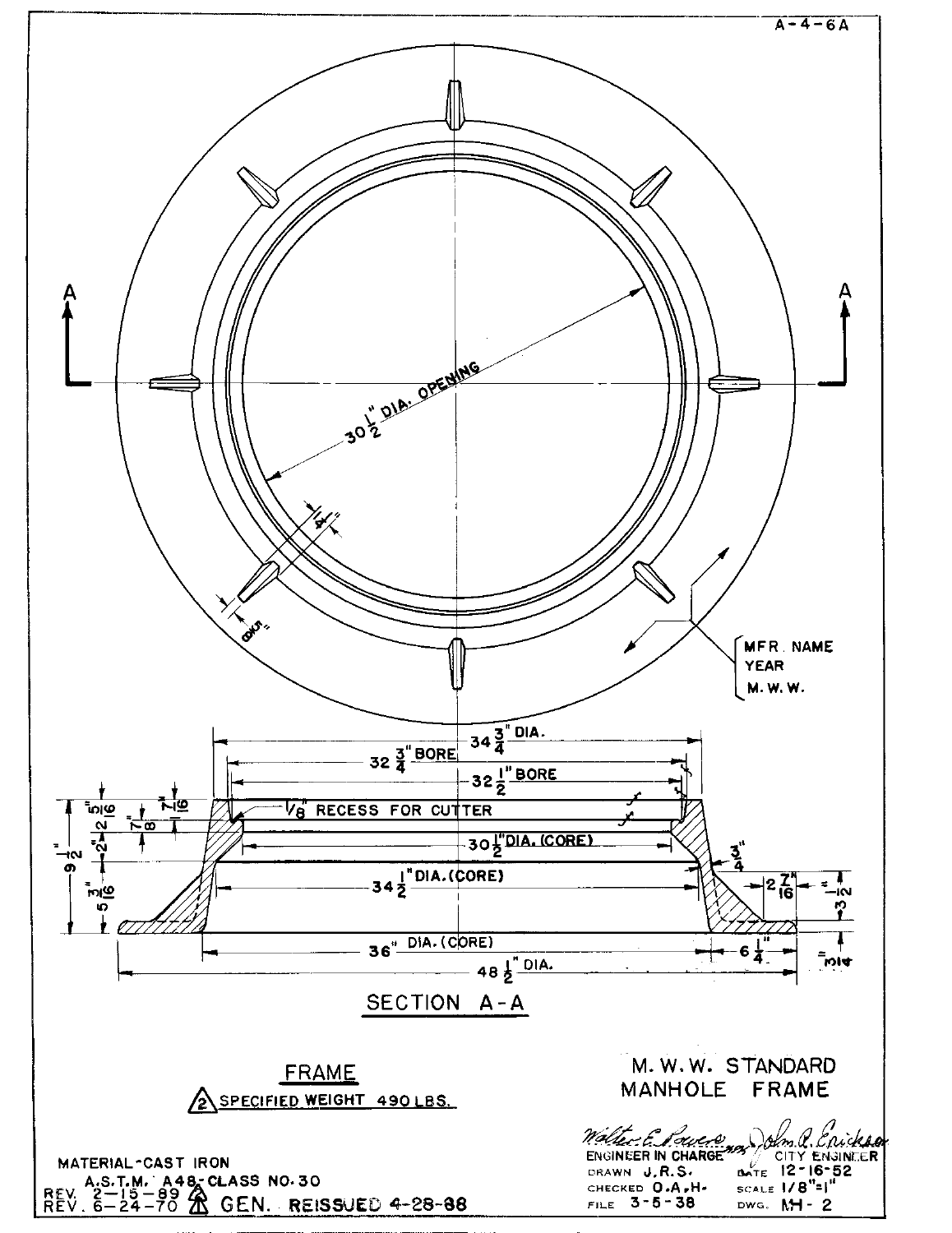A-4-6A

30 $\frac{1}{2}$" DIA. OPENING

$\frac{1}{4}$"

.005"

MFR. NAME
YEAR
M. W. W.

A

A

$34\frac{3}{4}$" DIA.

$32\frac{3}{4}$" BORE

$32\frac{1}{2}$" BORE

$\frac{1}{8}$" RECESS FOR CUTTER

$30\frac{1}{2}$" DIA. (CORE)

$34\frac{1}{2}$" DIA. (CORE)

36" DIA. (CORE)

$48\frac{1}{2}$" DIA.

$6\frac{1}{4}$"

$9\frac{1}{2}$"

$\frac{5}{16}$"

$\frac{7}{16}$"

$\frac{7}{8}$"

2"

2"

$5\frac{3}{16}$"

$\frac{3}{4}$"

$2\frac{7}{16}$"

$3\frac{1}{2}$"

$\frac{3}{4}$"

## SECTION A-A

## FRAME

⚠2 SPECIFIED WEIGHT 490 LBS.

## M. W. W. STANDARD MANHOLE FRAME

MATERIAL-CAST IRON
A.S.T.M. A48-CLASS NO. 30

REV. 2-15-89 ⚠2
REV. 6-24-70 ⚠1 GEN. REISSUED 4-28-88

ENGINEER IN CHARGE / CITY ENGINEER

DRAWN J.R.S. | DATE 12-16-52
CHECKED O.A.H. | SCALE 1/8"=1"
FILE 3-5-38 | DWG. MH-2